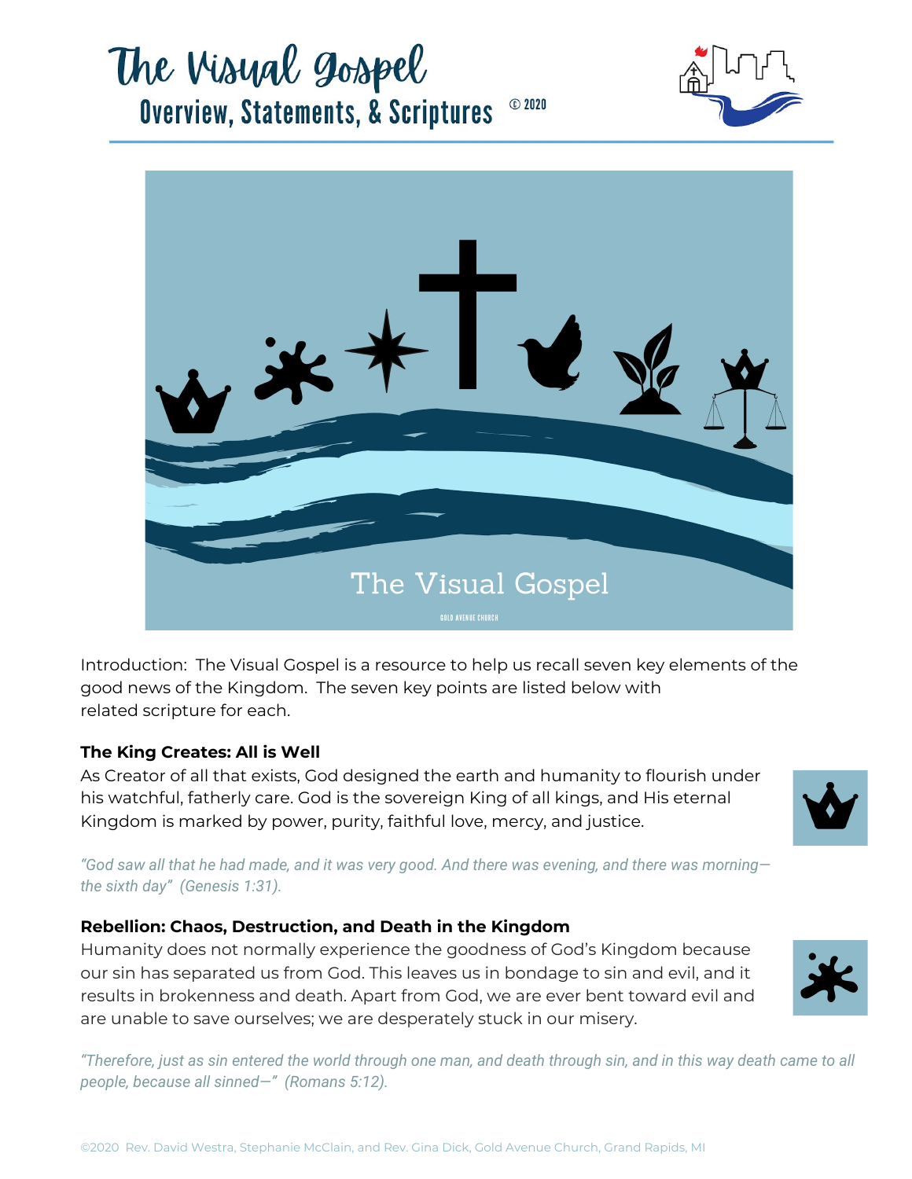# The Visual Gospel

## Overview, Statements, & Scriptures © 2020

The Visual Gospel

GOLD AVENUE CHURCH

Introduction: The Visual Gospel is a resource to help us recall seven key elements of the good news of the Kingdom. The seven key points are listed below with related scripture for each.

**The King Creates: All is Well**

As Creator of all that exists, God designed the earth and humanity to flourish under his watchful, fatherly care. God is the sovereign King of all kings, and His eternal Kingdom is marked by power, purity, faithful love, mercy, and justice.

*"God saw all that he had made, and it was very good. And there was evening, and there was morning—the sixth day" (Genesis 1:31).*

**Rebellion: Chaos, Destruction, and Death in the Kingdom**

Humanity does not normally experience the goodness of God's Kingdom because our sin has separated us from God. This leaves us in bondage to sin and evil, and it results in brokenness and death. Apart from God, we are ever bent toward evil and are unable to save ourselves; we are desperately stuck in our misery.

*"Therefore, just as sin entered the world through one man, and death through sin, and in this way death came to all people, because all sinned—" (Romans 5:12).*

©2020 Rev. David Westra, Stephanie McClain, and Rev. Gina Dick, Gold Avenue Church, Grand Rapids, MI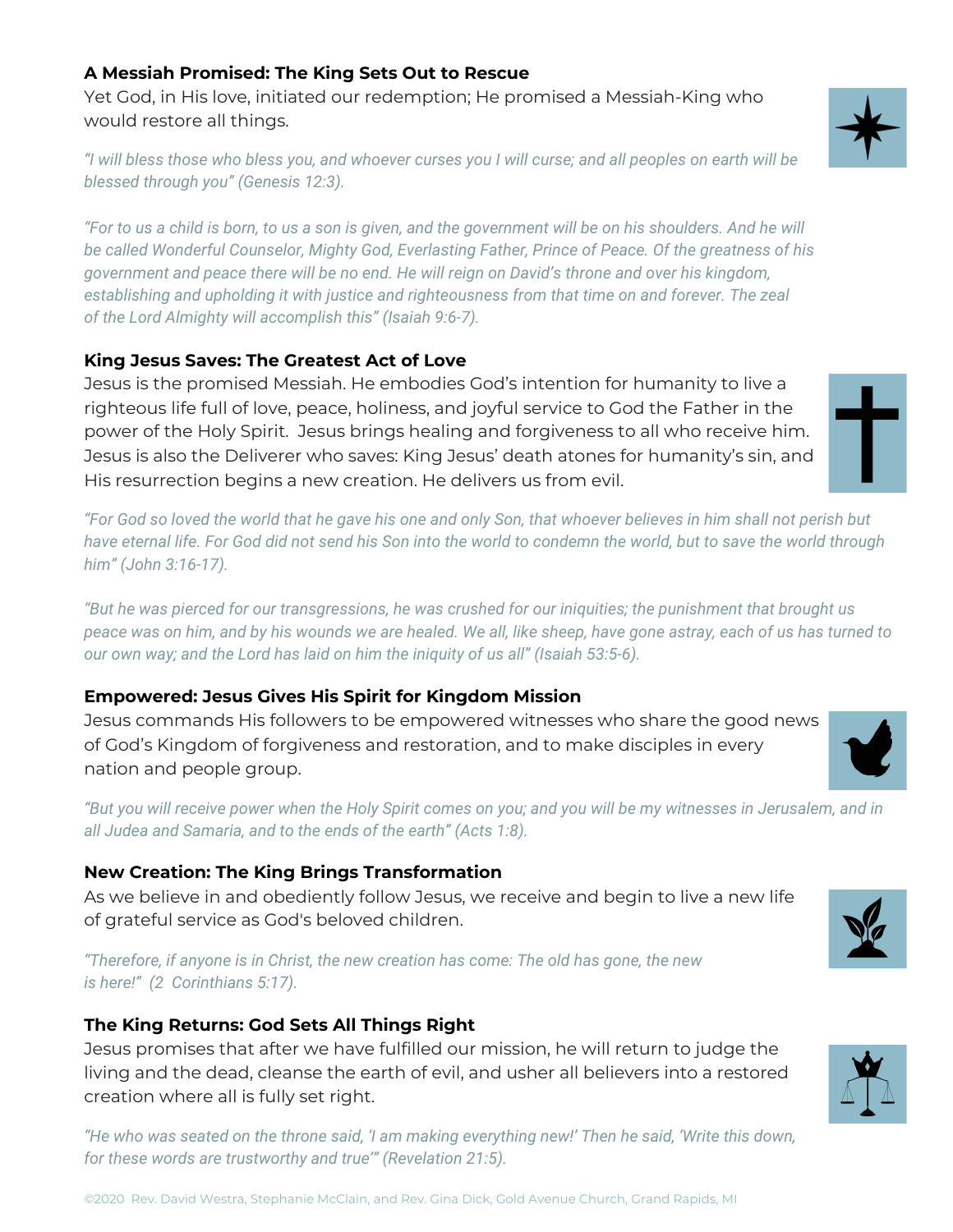### A Messiah Promised: The King Sets Out to Rescue

Yet God, in His love, initiated our redemption; He promised a Messiah-King who would restore all things.

*"I will bless those who bless you, and whoever curses you I will curse; and all peoples on earth will be blessed through you" (Genesis 12:3).*

*"For to us a child is born, to us a son is given, and the government will be on his shoulders. And he will be called Wonderful Counselor, Mighty God, Everlasting Father, Prince of Peace. Of the greatness of his government and peace there will be no end. He will reign on David's throne and over his kingdom, establishing and upholding it with justice and righteousness from that time on and forever. The zeal of the Lord Almighty will accomplish this" (Isaiah 9:6-7).*

### King Jesus Saves: The Greatest Act of Love

Jesus is the promised Messiah. He embodies God's intention for humanity to live a righteous life full of love, peace, holiness, and joyful service to God the Father in the power of the Holy Spirit. Jesus brings healing and forgiveness to all who receive him. Jesus is also the Deliverer who saves: King Jesus' death atones for humanity's sin, and His resurrection begins a new creation. He delivers us from evil.

*"For God so loved the world that he gave his one and only Son, that whoever believes in him shall not perish but have eternal life. For God did not send his Son into the world to condemn the world, but to save the world through him" (John 3:16-17).*

*"But he was pierced for our transgressions, he was crushed for our iniquities; the punishment that brought us peace was on him, and by his wounds we are healed. We all, like sheep, have gone astray, each of us has turned to our own way; and the Lord has laid on him the iniquity of us all" (Isaiah 53:5-6).*

### Empowered: Jesus Gives His Spirit for Kingdom Mission

Jesus commands His followers to be empowered witnesses who share the good news of God's Kingdom of forgiveness and restoration, and to make disciples in every nation and people group.

*"But you will receive power when the Holy Spirit comes on you; and you will be my witnesses in Jerusalem, and in all Judea and Samaria, and to the ends of the earth" (Acts 1:8).*

### New Creation: The King Brings Transformation

As we believe in and obediently follow Jesus, we receive and begin to live a new life of grateful service as God's beloved children.

*"Therefore, if anyone is in Christ, the new creation has come: The old has gone, the new is here!" (2 Corinthians 5:17).*

### The King Returns: God Sets All Things Right

Jesus promises that after we have fulfilled our mission, he will return to judge the living and the dead, cleanse the earth of evil, and usher all believers into a restored creation where all is fully set right.

*"He who was seated on the throne said, 'I am making everything new!' Then he said, 'Write this down, for these words are trustworthy and true'" (Revelation 21:5).*

©2020 Rev. David Westra, Stephanie McClain, and Rev. Gina Dick, Gold Avenue Church, Grand Rapids, MI